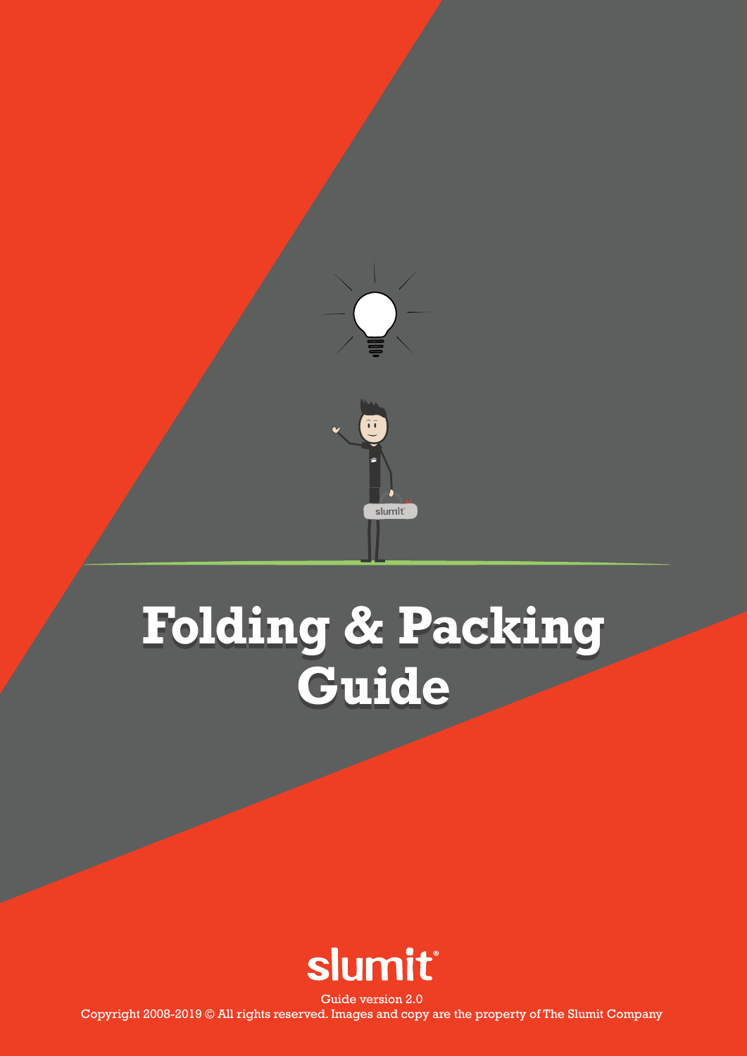# Folding & Packing Guide

slumit®

Guide version 2.0

Copyright 2008-2019 © All rights reserved. Images and copy are the property of The Slumit Company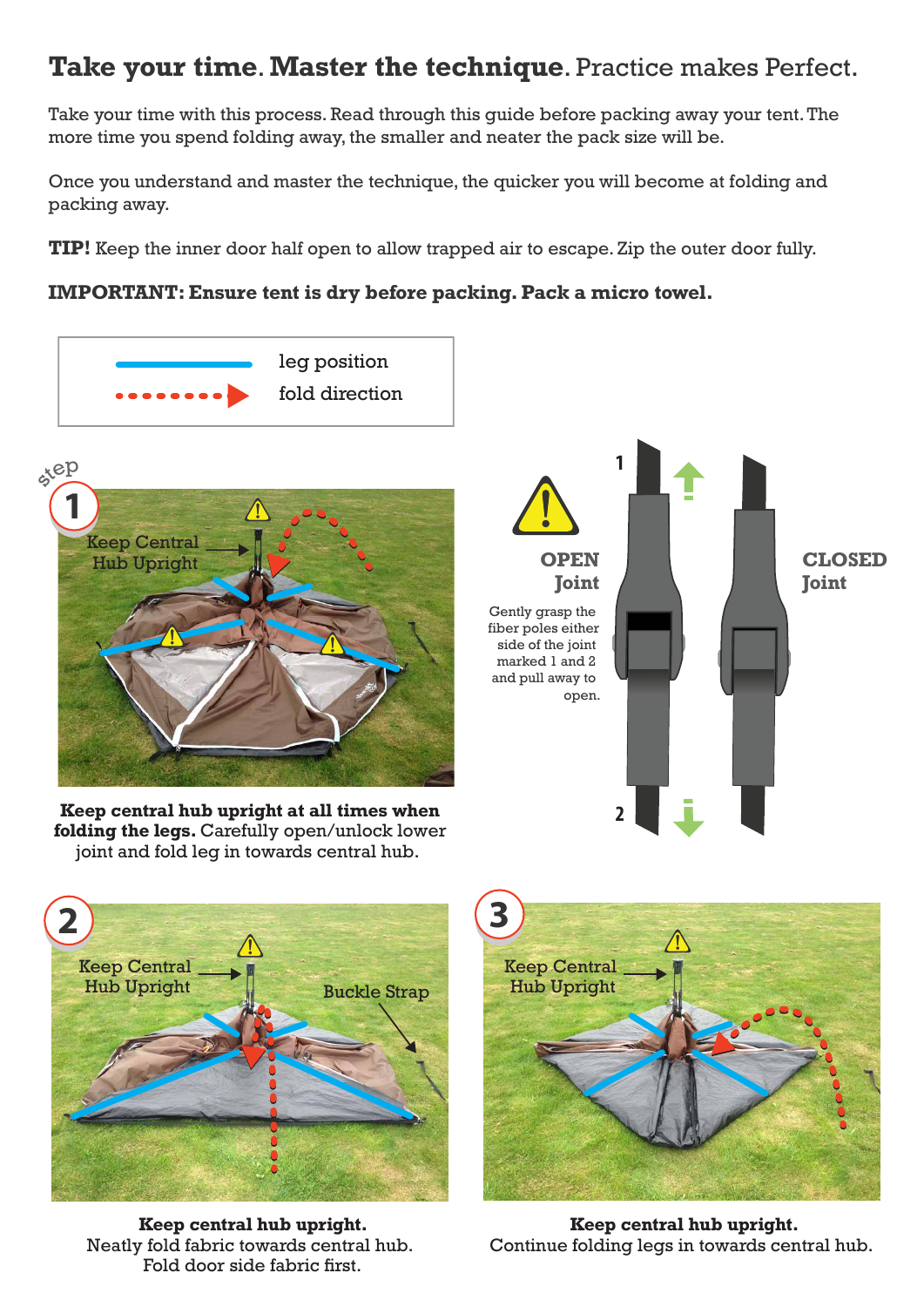# **Take your time. Master the technique**. Practice makes Perfect.

Take your time with this process. Read through this guide before packing away your tent. The more time you spend folding away, the smaller and neater the pack size will be.

Once you understand and master the technique, the quicker you will become at folding and packing away.

**TIP!** Keep the inner door half open to allow trapped air to escape. Zip the outer door fully.

**IMPORTANT: Ensure tent is dry before packing. Pack a micro towel.**

leg position

fold direction

step

**1**

Keep Central Hub Upright

**Keep central hub upright at all times when folding the legs.** Carefully open/unlock lower joint and fold leg in towards central hub.

**OPEN Joint**

Gently grasp the fiber poles either side of the joint marked 1 and 2 and pull away to open.

**CLOSED Joint**

1

2

**2**

Keep Central Hub Upright

Buckle Strap

**Keep central hub upright.**
Neatly fold fabric towards central hub.
Fold door side fabric first.

**3**

Keep Central Hub Upright

**Keep central hub upright.**
Continue folding legs in towards central hub.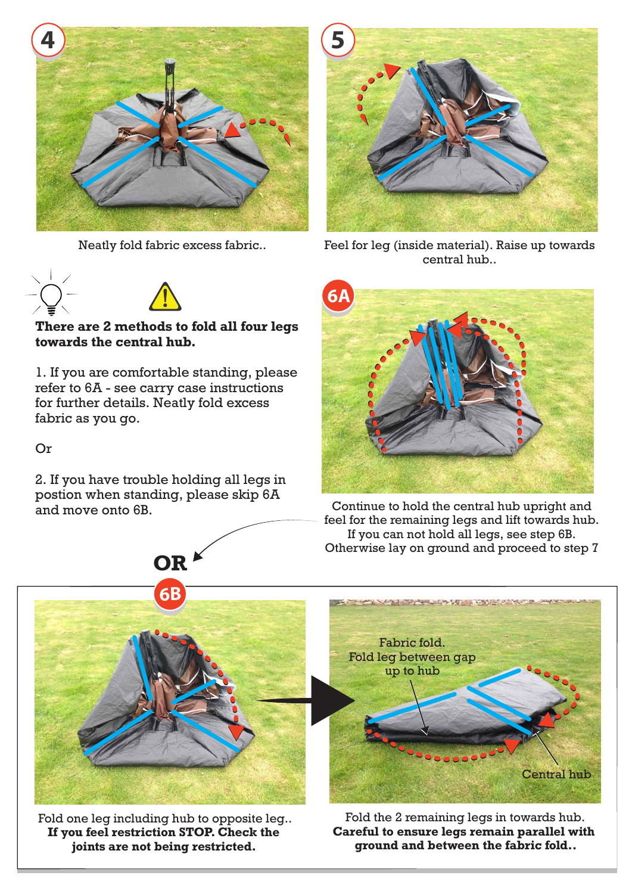**4**

Neatly fold fabric excess fabric..

**5**

Feel for leg (inside material). Raise up towards central hub..

**There are 2 methods to fold all four legs towards the central hub.**

1. If you are comfortable standing, please refer to 6A - see carry case instructions for further details. Neatly fold excess fabric as you go.

Or

2. If you have trouble holding all legs in postion when standing, please skip 6A and move onto 6B.

**6A**

Continue to hold the central hub upright and feel for the remaining legs and lift towards hub. If you can not hold all legs, see step 6B. Otherwise lay on ground and proceed to step 7

**OR**

**6B**

Fold one leg including hub to opposite leg..
**If you feel restriction STOP. Check the joints are not being restricted.**

Fabric fold. Fold leg between gap up to hub

Central hub

Fold the 2 remaining legs in towards hub.
**Careful to ensure legs remain parallel with ground and between the fabric fold..**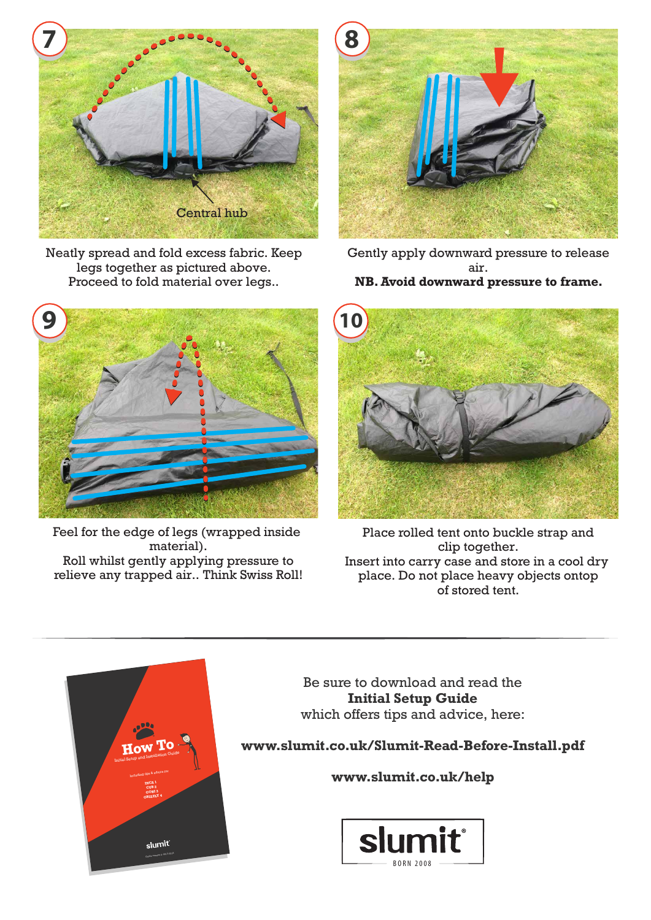**7**

Central hub

Neatly spread and fold excess fabric. Keep legs together as pictured above. Proceed to fold material over legs..

**8**

Gently apply downward pressure to release air.

**NB. Avoid downward pressure to frame.**

**9**

Feel for the edge of legs (wrapped inside material).
Roll whilst gently applying pressure to relieve any trapped air.. Think Swiss Roll!

**10**

Place rolled tent onto buckle strap and clip together.
Insert into carry case and store in a cool dry place. Do not place heavy objects ontop of stored tent.

---

Be sure to download and read the
**Initial Setup Guide**
which offers tips and advice, here:

**www.slumit.co.uk/Slumit-Read-Before-Install.pdf**

**www.slumit.co.uk/help**

slumit
BORN 2008